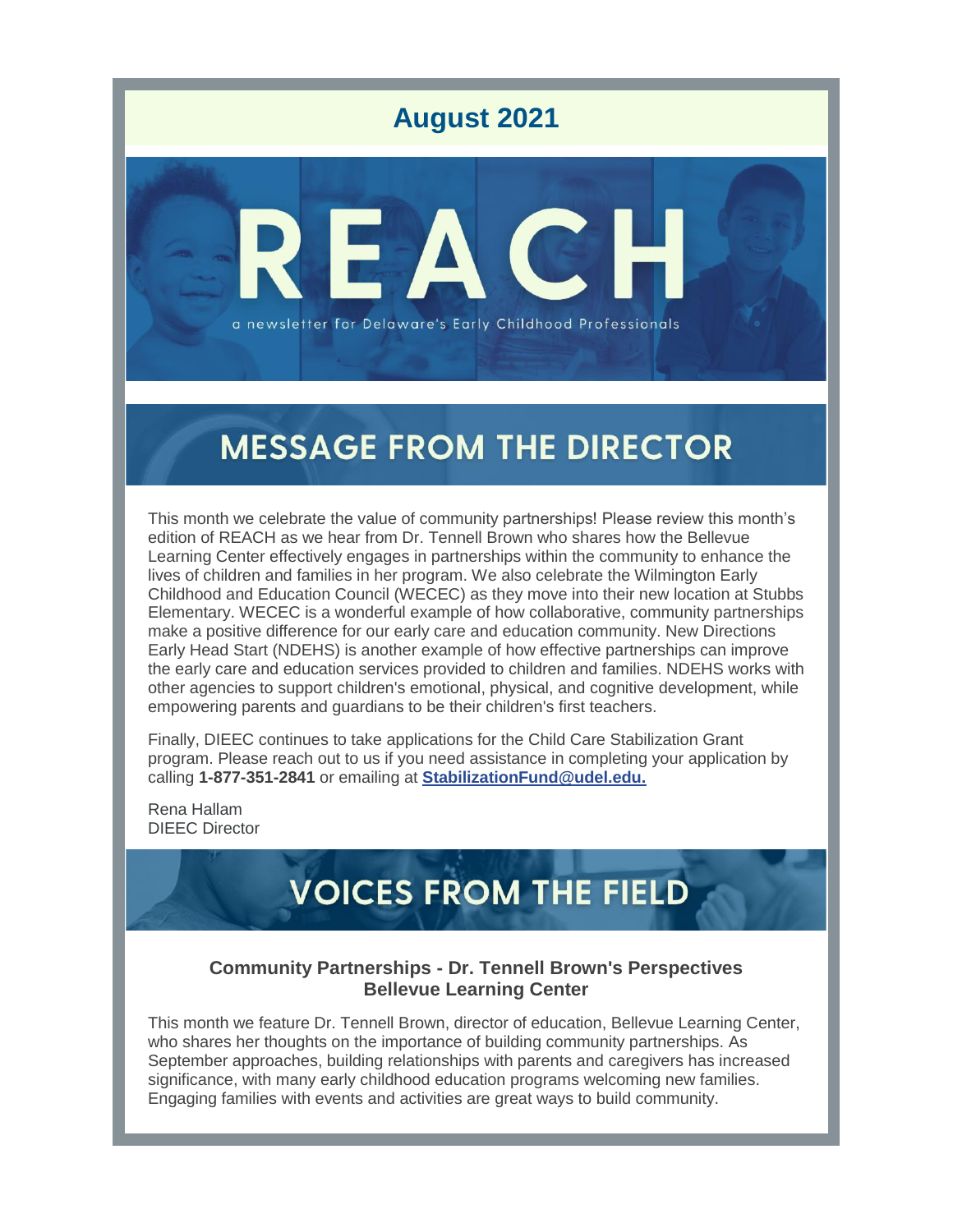# August 2021

# REACH

a newsletter for Delaware's Early Childhood Professionals

## MESSAGE FROM THE DIRECTOR

This month we celebrate the value of community partnerships! Please review this month's edition of REACH as we hear from Dr. Tennell Brown who shares how the Bellevue Learning Center effectively engages in partnerships within the community to enhance the lives of children and families in her program. We also celebrate the Wilmington Early Childhood and Education Council (WECEC) as they move into their new location at Stubbs Elementary. WECEC is a wonderful example of how collaborative, community partnerships make a positive difference for our early care and education community. New Directions Early Head Start (NDEHS) is another example of how effective partnerships can improve the early care and education services provided to children and families. NDEHS works with other agencies to support children's emotional, physical, and cognitive development, while empowering parents and guardians to be their children's first teachers.

Finally, DIEEC continues to take applications for the Child Care Stabilization Grant program. Please reach out to us if you need assistance in completing your application by calling **1-877-351-2841** or emailing at **StabilizationFund@udel.edu.**

Rena Hallam
DIEEC Director

## VOICES FROM THE FIELD

### Community Partnerships - Dr. Tennell Brown's Perspectives
### Bellevue Learning Center

This month we feature Dr. Tennell Brown, director of education, Bellevue Learning Center, who shares her thoughts on the importance of building community partnerships. As September approaches, building relationships with parents and caregivers has increased significance, with many early childhood education programs welcoming new families. Engaging families with events and activities are great ways to build community.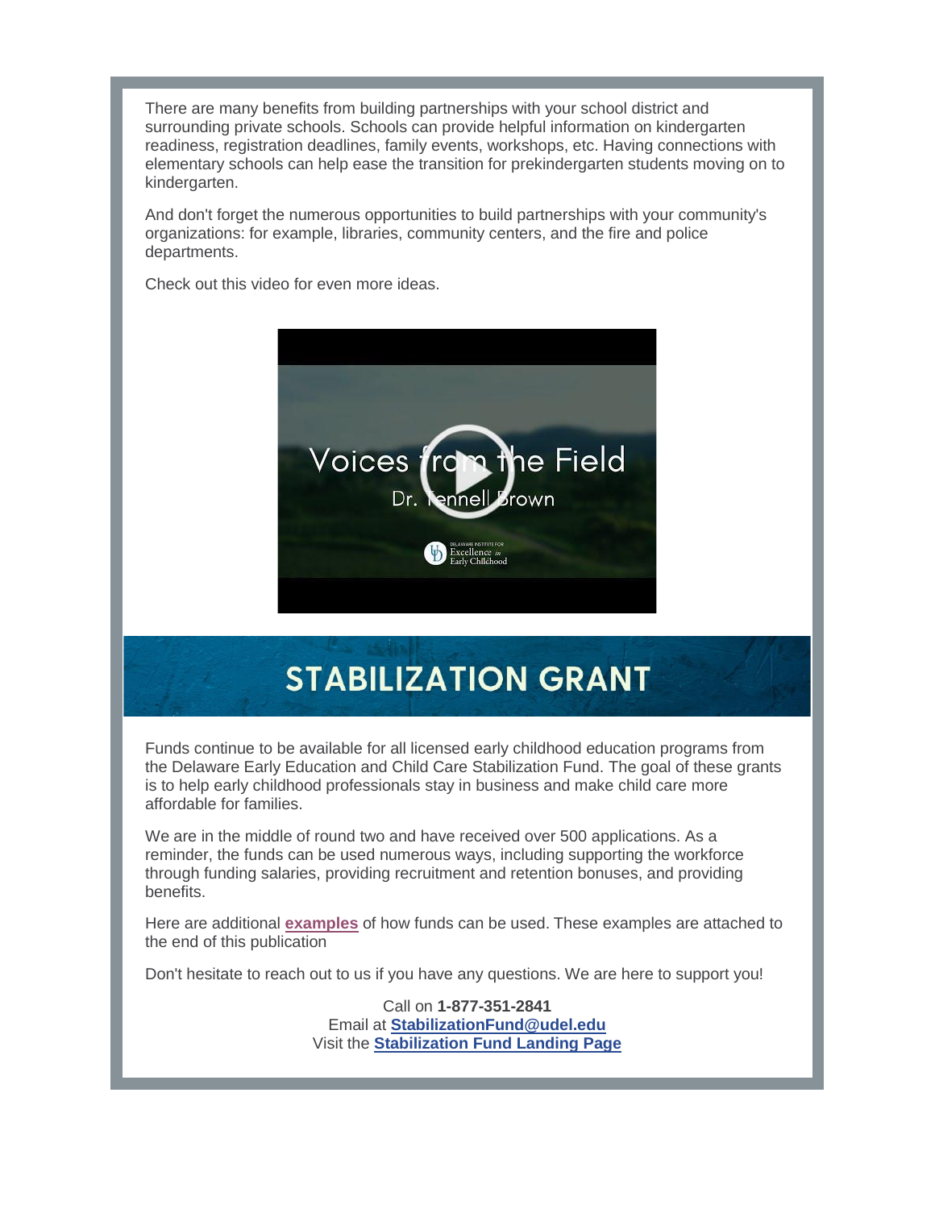There are many benefits from building partnerships with your school district and surrounding private schools. Schools can provide helpful information on kindergarten readiness, registration deadlines, family events, workshops, etc. Having connections with elementary schools can help ease the transition for prekindergarten students moving on to kindergarten.

And don't forget the numerous opportunities to build partnerships with your community's organizations: for example, libraries, community centers, and the fire and police departments.

Check out this video for even more ideas.

## STABILIZATION GRANT

Funds continue to be available for all licensed early childhood education programs from the Delaware Early Education and Child Care Stabilization Fund. The goal of these grants is to help early childhood professionals stay in business and make child care more affordable for families.

We are in the middle of round two and have received over 500 applications. As a reminder, the funds can be used numerous ways, including supporting the workforce through funding salaries, providing recruitment and retention bonuses, and providing benefits.

Here are additional **examples** of how funds can be used. These examples are attached to the end of this publication

Don't hesitate to reach out to us if you have any questions. We are here to support you!

Call on **1-877-351-2841**
Email at **StabilizationFund@udel.edu**
Visit the **Stabilization Fund Landing Page**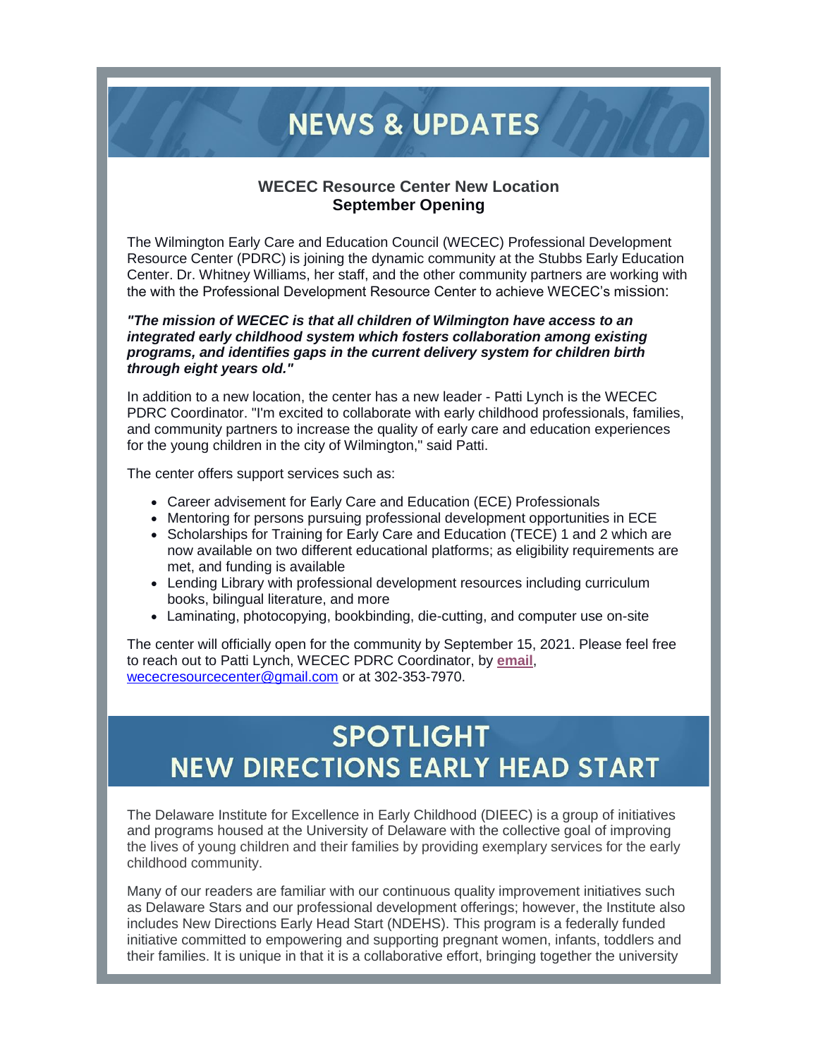# NEWS & UPDATES

### WECEC Resource Center New Location
### September Opening

The Wilmington Early Care and Education Council (WECEC) Professional Development Resource Center (PDRC) is joining the dynamic community at the Stubbs Early Education Center. Dr. Whitney Williams, her staff, and the other community partners are working with the with the Professional Development Resource Center to achieve WECEC's mission:

***"The mission of WECEC is that all children of Wilmington have access to an integrated early childhood system which fosters collaboration among existing programs, and identifies gaps in the current delivery system for children birth through eight years old."***

In addition to a new location, the center has a new leader - Patti Lynch is the WECEC PDRC Coordinator. "I'm excited to collaborate with early childhood professionals, families, and community partners to increase the quality of early care and education experiences for the young children in the city of Wilmington," said Patti.

The center offers support services such as:

- Career advisement for Early Care and Education (ECE) Professionals
- Mentoring for persons pursuing professional development opportunities in ECE
- Scholarships for Training for Early Care and Education (TECE) 1 and 2 which are now available on two different educational platforms; as eligibility requirements are met, and funding is available
- Lending Library with professional development resources including curriculum books, bilingual literature, and more
- Laminating, photocopying, bookbinding, die-cutting, and computer use on-site

The center will officially open for the community by September 15, 2021. Please feel free to reach out to Patti Lynch, WECEC PDRC Coordinator, by **email**, wececresourcecenter@gmail.com or at 302-353-7970.

# SPOTLIGHT
# NEW DIRECTIONS EARLY HEAD START

The Delaware Institute for Excellence in Early Childhood (DIEEC) is a group of initiatives and programs housed at the University of Delaware with the collective goal of improving the lives of young children and their families by providing exemplary services for the early childhood community.

Many of our readers are familiar with our continuous quality improvement initiatives such as Delaware Stars and our professional development offerings; however, the Institute also includes New Directions Early Head Start (NDEHS). This program is a federally funded initiative committed to empowering and supporting pregnant women, infants, toddlers and their families. It is unique in that it is a collaborative effort, bringing together the university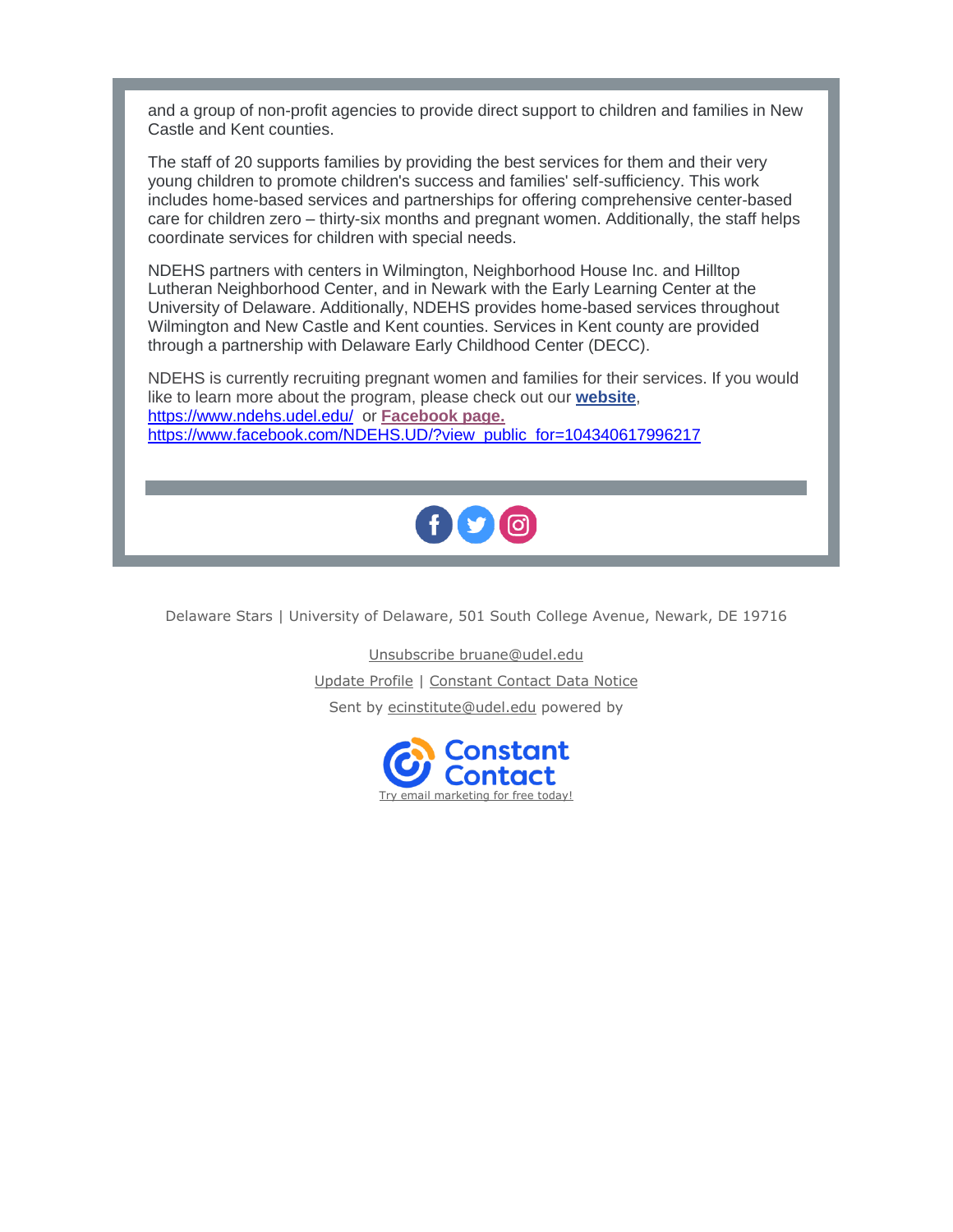and a group of non-profit agencies to provide direct support to children and families in New Castle and Kent counties.

The staff of 20 supports families by providing the best services for them and their very young children to promote children's success and families' self-sufficiency. This work includes home-based services and partnerships for offering comprehensive center-based care for children zero – thirty-six months and pregnant women. Additionally, the staff helps coordinate services for children with special needs.

NDEHS partners with centers in Wilmington, Neighborhood House Inc. and Hilltop Lutheran Neighborhood Center, and in Newark with the Early Learning Center at the University of Delaware. Additionally, NDEHS provides home-based services throughout Wilmington and New Castle and Kent counties. Services in Kent county are provided through a partnership with Delaware Early Childhood Center (DECC).

NDEHS is currently recruiting pregnant women and families for their services. If you would like to learn more about the program, please check out our **website**, https://www.ndehs.udel.edu/ or **Facebook page.** https://www.facebook.com/NDEHS.UD/?view_public_for=104340617996217

Delaware Stars | University of Delaware, 501 South College Avenue, Newark, DE 19716

Unsubscribe bruane@udel.edu

Update Profile | Constant Contact Data Notice

Sent by ecinstitute@udel.edu powered by

Constant Contact

Try email marketing for free today!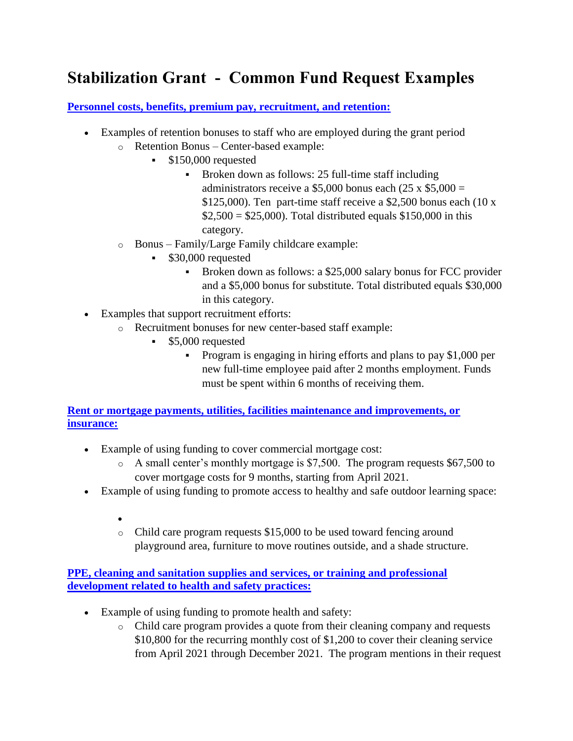# Stabilization Grant - Common Fund Request Examples

**Personnel costs, benefits, premium pay, recruitment, and retention:**

- Examples of retention bonuses to staff who are employed during the grant period
  - Retention Bonus – Center-based example:
    - $150,000 requested
      - Broken down as follows: 25 full-time staff including administrators receive a $5,000 bonus each (25 x $5,000 = $125,000). Ten part-time staff receive a $2,500 bonus each (10 x $2,500 = $25,000). Total distributed equals $150,000 in this category.
  - Bonus – Family/Large Family childcare example:
    - $30,000 requested
      - Broken down as follows: a $25,000 salary bonus for FCC provider and a $5,000 bonus for substitute. Total distributed equals $30,000 in this category.
- Examples that support recruitment efforts:
  - Recruitment bonuses for new center-based staff example:
    - $5,000 requested
      - Program is engaging in hiring efforts and plans to pay $1,000 per new full-time employee paid after 2 months employment. Funds must be spent within 6 months of receiving them.

**Rent or mortgage payments, utilities, facilities maintenance and improvements, or insurance:**

- Example of using funding to cover commercial mortgage cost:
  - A small center's monthly mortgage is $7,500. The program requests $67,500 to cover mortgage costs for 9 months, starting from April 2021.
- Example of using funding to promote access to healthy and safe outdoor learning space:
  - Child care program requests $15,000 to be used toward fencing around playground area, furniture to move routines outside, and a shade structure.

**PPE, cleaning and sanitation supplies and services, or training and professional development related to health and safety practices:**

- Example of using funding to promote health and safety:
  - Child care program provides a quote from their cleaning company and requests $10,800 for the recurring monthly cost of $1,200 to cover their cleaning service from April 2021 through December 2021. The program mentions in their request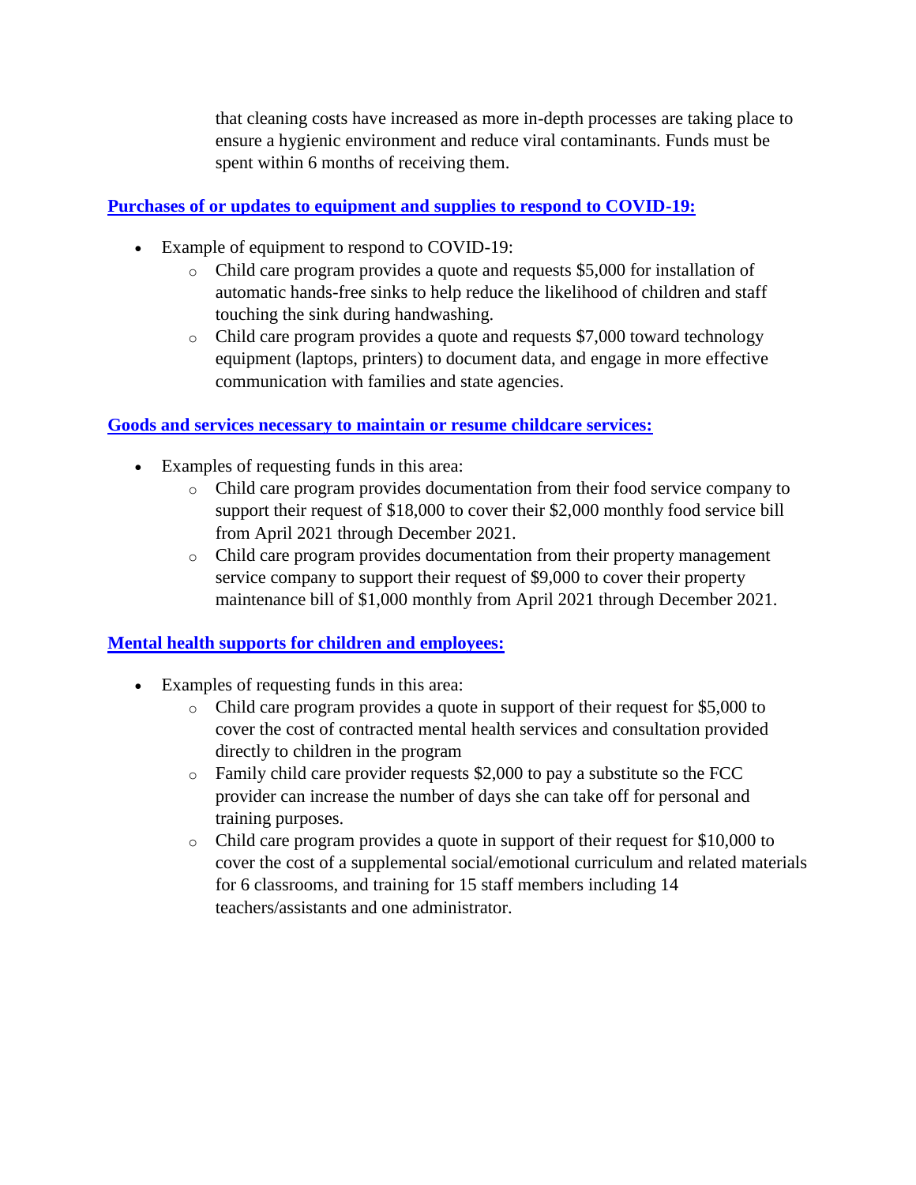that cleaning costs have increased as more in-depth processes are taking place to ensure a hygienic environment and reduce viral contaminants. Funds must be spent within 6 months of receiving them.

**Purchases of or updates to equipment and supplies to respond to COVID-19:**

- Example of equipment to respond to COVID-19:
  - Child care program provides a quote and requests $5,000 for installation of automatic hands-free sinks to help reduce the likelihood of children and staff touching the sink during handwashing.
  - Child care program provides a quote and requests $7,000 toward technology equipment (laptops, printers) to document data, and engage in more effective communication with families and state agencies.

**Goods and services necessary to maintain or resume childcare services:**

- Examples of requesting funds in this area:
  - Child care program provides documentation from their food service company to support their request of $18,000 to cover their $2,000 monthly food service bill from April 2021 through December 2021.
  - Child care program provides documentation from their property management service company to support their request of $9,000 to cover their property maintenance bill of $1,000 monthly from April 2021 through December 2021.

**Mental health supports for children and employees:**

- Examples of requesting funds in this area:
  - Child care program provides a quote in support of their request for $5,000 to cover the cost of contracted mental health services and consultation provided directly to children in the program
  - Family child care provider requests $2,000 to pay a substitute so the FCC provider can increase the number of days she can take off for personal and training purposes.
  - Child care program provides a quote in support of their request for $10,000 to cover the cost of a supplemental social/emotional curriculum and related materials for 6 classrooms, and training for 15 staff members including 14 teachers/assistants and one administrator.